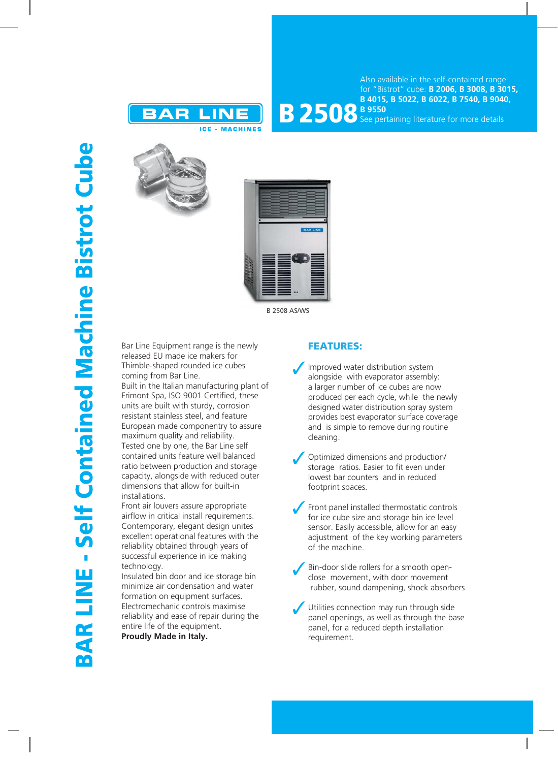# BAR LINE - Self Contained Machine Bistrot Cube

BAR LINE
ICE - MACHINES

## B 2508

Also available in the self-contained range for "Bistrot" cube: **B 2006, B 3008, B 3015, B 4015, B 5022, B 6022, B 7540, B 9040, B 9550**
See pertaining literature for more details

B 2508 AS/WS

Bar Line Equipment range is the newly released EU made ice makers for Thimble-shaped rounded ice cubes coming from Bar Line.
Built in the Italian manufacturing plant of Frimont Spa, ISO 9001 Certified, these units are built with sturdy, corrosion resistant stainless steel, and feature European made componentry to assure maximum quality and reliability.
Tested one by one, the Bar Line self contained units feature well balanced ratio between production and storage capacity, alongside with reduced outer dimensions that allow for built-in installations.
Front air louvers assure appropriate airflow in critical install requirements.
Contemporary, elegant design unites excellent operational features with the reliability obtained through years of successful experience in ice making technology.
Insulated bin door and ice storage bin minimize air condensation and water formation on equipment surfaces.
Electromechanic controls maximise reliability and ease of repair during the entire life of the equipment.
**Proudly Made in Italy.**

### FEATURES:

- ✓ Improved water distribution system alongside with evaporator assembly: a larger number of ice cubes are now produced per each cycle, while the newly designed water distribution spray system provides best evaporator surface coverage and is simple to remove during routine cleaning.
- ✓ Optimized dimensions and production/ storage ratios. Easier to fit even under lowest bar counters and in reduced footprint spaces.
- ✓ Front panel installed thermostatic controls for ice cube size and storage bin ice level sensor. Easily accessible, allow for an easy adjustment of the key working parameters of the machine.
- ✓ Bin-door slide rollers for a smooth open-close movement, with door movement rubber, sound dampening, shock absorbers
- ✓ Utilities connection may run through side panel openings, as well as through the base panel, for a reduced depth installation requirement.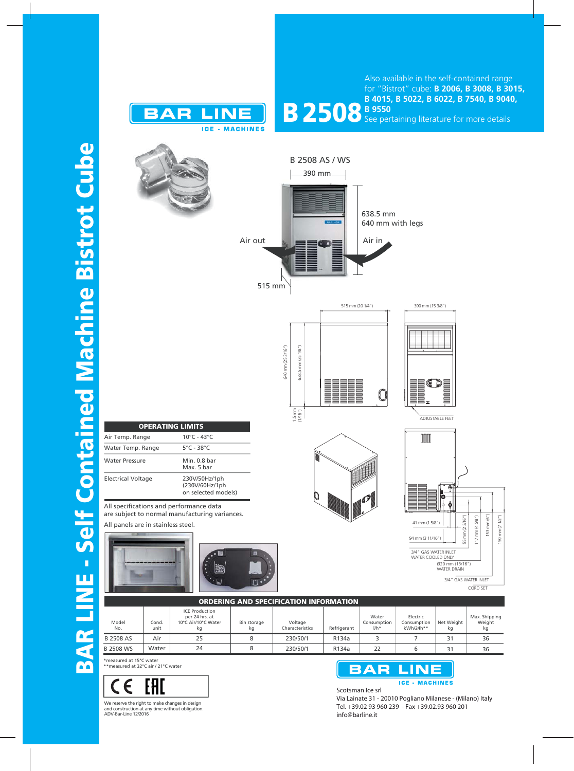# BAR LINE - Self Contained Machine Bistrot Cube

BAR LINE
ICE - MACHINES

# B 2508

Also available in the self-contained range for “Bistrot” cube: **B 2006, B 3008, B 3015, B 4015, B 5022, B 6022, B 7540, B 9040, B 9550**
See pertaining literature for more details

B 2508 AS / WS

390 mm

638.5 mm
640 mm with legs

Air out

Air in

515 mm

515 mm (20 1/4”)

390 mm (15 3/8”)

640 mm (25 3/16”)

638.5 mm (25 1/8”)

1.5 mm (1/16”)

ADJUSTABLE FEET

41 mm (1 5/8”)

94 mm (3 11/16”)

55 mm (2 3/16”)

117 mm (4 5/8”)

153 mm (6”)

190 mm (7 1/2”)

3/4” GAS WATER INLET
WATER COOLED ONLY

Ø20 mm (13/16”)
WATER DRAIN

3/4” GAS WATER INLET

CORD SET

| OPERATING LIMITS | |
|---|---|
| Air Temp. Range | 10°C - 43°C |
| Water Temp. Range | 5°C - 38°C |
| Water Pressure | Min. 0.8 bar<br>Max. 5 bar |
| Electrical Voltage | 230V/50Hz/1ph<br>(230V/60Hz/1ph<br>on selected models) |

All specifications and performance data are subject to normal manufacturing variances.

All panels are in stainless steel.

## ORDERING AND SPECIFICATION INFORMATION

| Model No. | Cond. unit | ICE Production per 24 hrs. at 10°C Air/10°C Water kg | Bin storage kg | Voltage Characteristics | Refrigerant | Water Consumption l/h* | Electric Consumption kWh/24h** | Net Weight kg | Max. Shipping Weight kg |
|---|---|---|---|---|---|---|---|---|---|
| B 2508 AS | Air | 25 | 8 | 230/50/1 | R134a | 3 | 7 | 31 | 36 |
| B 2508 WS | Water | 24 | 8 | 230/50/1 | R134a | 22 | 6 | 31 | 36 |

*measured at 15°C water
**measured at 32°C air / 21°C water

CE EAC

We reserve the right to make changes in design and construction at any time without obligation.
ADV-Bar-Line 12/2016

BAR LINE
ICE - MACHINES

Scotsman Ice srl
Via Lainate 31 - 20010 Pogliano Milanese - (Milano) Italy
Tel. +39.02 93 960 239 - Fax +39.02.93 960 201
info@barline.it